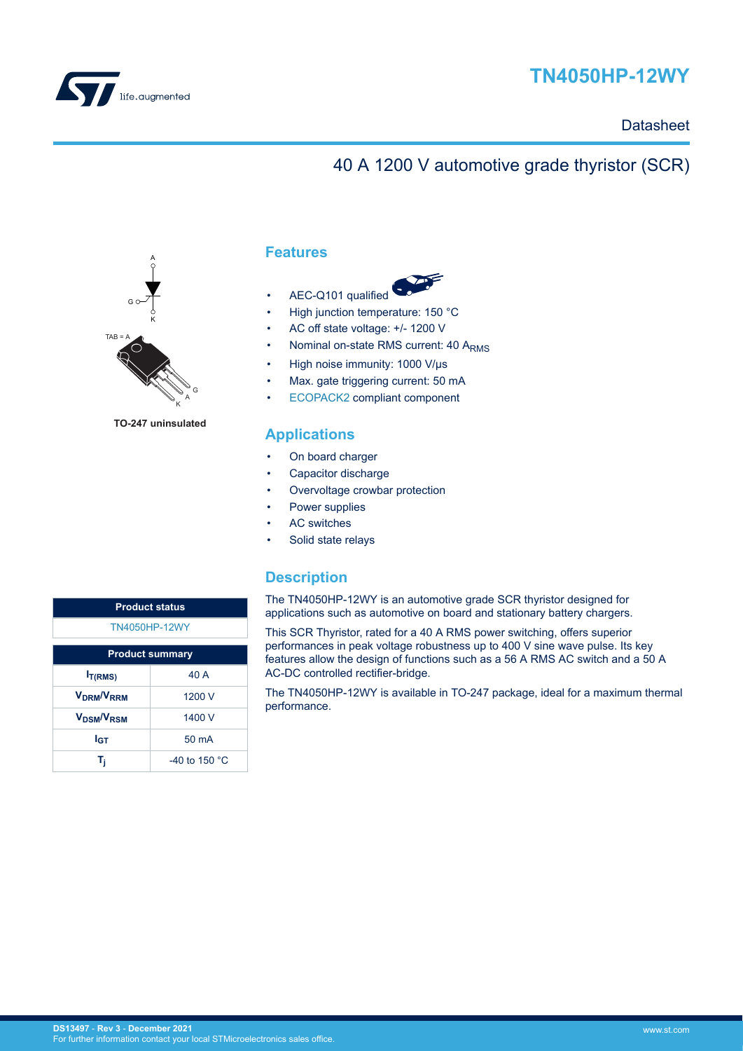# TN4050HP-12WY

Datasheet

## 40 A 1200 V automotive grade thyristor (SCR)

TO-247 uninsulated

## Features

- AEC-Q101 qualified
- High junction temperature: 150 °C
- AC off state voltage: +/- 1200 V
- Nominal on-state RMS current: 40 $A_{RMS}$
- High noise immunity: 1000 V/µs
- Max. gate triggering current: 50 mA
- ECOPACK2 compliant component

## Applications

- On board charger
- Capacitor discharge
- Overvoltage crowbar protection
- Power supplies
- AC switches
- Solid state relays

## Description

The TN4050HP-12WY is an automotive grade SCR thyristor designed for applications such as automotive on board and stationary battery chargers.

This SCR Thyristor, rated for a 40 A RMS power switching, offers superior performances in peak voltage robustness up to 400 V sine wave pulse. Its key features allow the design of functions such as a 56 A RMS AC switch and a 50 A AC-DC controlled rectifier-bridge.

The TN4050HP-12WY is available in TO-247 package, ideal for a maximum thermal performance.

| Product status |
| --- |
| TN4050HP-12WY |

| Product summary | |
| --- | --- |
| $I_{T(RMS)}$ | 40 A |
| $V_{DRM}/V_{RRM}$ | 1200 V |
| $V_{DSM}/V_{RSM}$ | 1400 V |
| $I_{GT}$ | 50 mA |
| $T_j$ | -40 to 150 °C |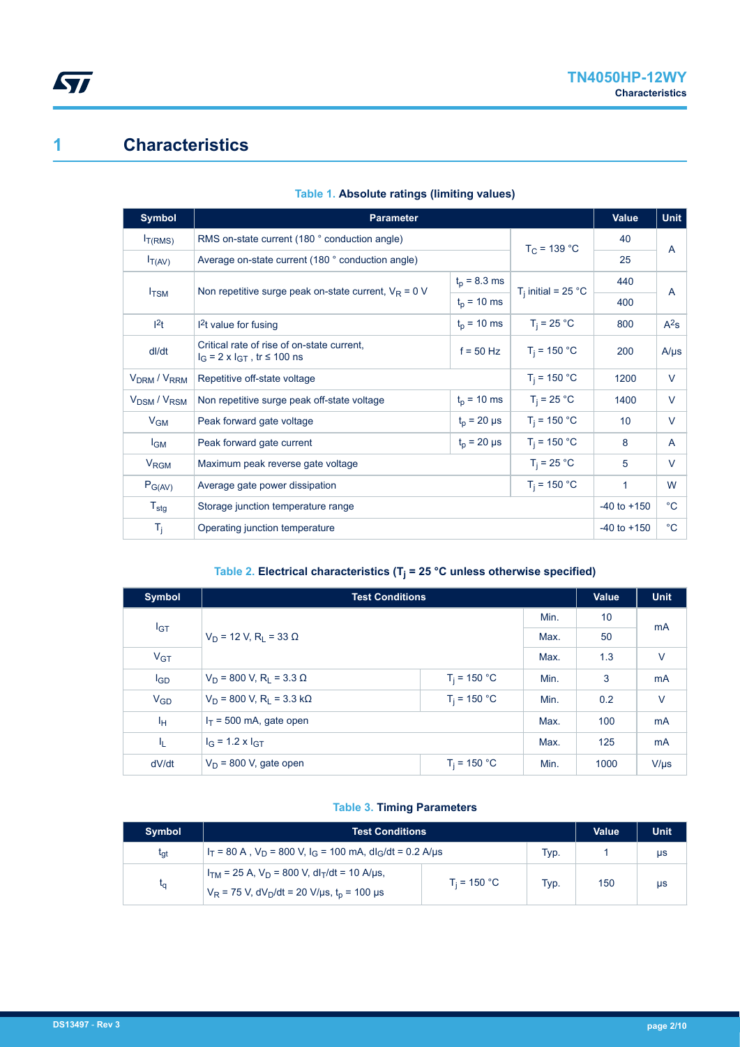# 1 Characteristics

**Table 1. Absolute ratings (limiting values)**

| Symbol | Parameter | | | Value | Unit |
|---|---|---|---|---|---|
| $I_{T(RMS)}$ | RMS on-state current (180 ° conduction angle) | | $T_C$ = 139 °C | 40 | A |
| $I_{T(AV)}$ | Average on-state current (180 ° conduction angle) | | | 25 | |
| $I_{TSM}$ | Non repetitive surge peak on-state current, $V_R$ = 0 V | $t_p$ = 8.3 ms | $T_j$ initial = 25 °C | 440 | A |
| | | $t_p$ = 10 ms | | 400 | |
| $I^2t$ | $I^2t$ value for fusing | $t_p$ = 10 ms | $T_j$ = 25 °C | 800 | $A^2s$ |
| dI/dt | Critical rate of rise of on-state current, $I_G = 2 \times I_{GT}$ , tr ≤ 100 ns | f = 50 Hz | $T_j$ = 150 °C | 200 | A/µs |
| $V_{DRM}$ / $V_{RRM}$ | Repetitive off-state voltage | | $T_j$ = 150 °C | 1200 | V |
| $V_{DSM}$ / $V_{RSM}$ | Non repetitive surge peak off-state voltage | $t_p$ = 10 ms | $T_j$ = 25 °C | 1400 | V |
| $V_{GM}$ | Peak forward gate voltage | $t_p$ = 20 µs | $T_j$ = 150 °C | 10 | V |
| $I_{GM}$ | Peak forward gate current | $t_p$ = 20 µs | $T_j$ = 150 °C | 8 | A |
| $V_{RGM}$ | Maximum peak reverse gate voltage | | $T_j$ = 25 °C | 5 | V |
| $P_{G(AV)}$ | Average gate power dissipation | | $T_j$ = 150 °C | 1 | W |
| $T_{stg}$ | Storage junction temperature range | | | -40 to +150 | °C |
| $T_j$ | Operating junction temperature | | | -40 to +150 | °C |

**Table 2. Electrical characteristics ($T_j$ = 25 °C unless otherwise specified)**

| Symbol | Test Conditions | | | Value | Unit |
|---|---|---|---|---|---|
| $I_{GT}$ | $V_D$ = 12 V, $R_L$ = 33 Ω | | Min. | 10 | mA |
| | | | Max. | 50 | |
| $V_{GT}$ | | | Max. | 1.3 | V |
| $I_{GD}$ | $V_D$ = 800 V, $R_L$ = 3.3 Ω | $T_j$ = 150 °C | Min. | 3 | mA |
| $V_{GD}$ | $V_D$ = 800 V, $R_L$ = 3.3 kΩ | $T_j$ = 150 °C | Min. | 0.2 | V |
| $I_H$ | $I_T$ = 500 mA, gate open | | Max. | 100 | mA |
| $I_L$ | $I_G = 1.2 \times I_{GT}$ | | Max. | 125 | mA |
| dV/dt | $V_D$ = 800 V, gate open | $T_j$ = 150 °C | Min. | 1000 | V/µs |

**Table 3. Timing Parameters**

| Symbol | Test Conditions | | | Value | Unit |
|---|---|---|---|---|---|
| $t_{gt}$ | $I_T$ = 80 A , $V_D$ = 800 V, $I_G$ = 100 mA, $dI_G/dt$ = 0.2 A/µs | | Typ. | 1 | µs |
| $t_q$ | $I_{TM}$ = 25 A, $V_D$ = 800 V, $dI_T/dt$ = 10 A/µs, $V_R$ = 75 V, $dV_D/dt$ = 20 V/µs, $t_p$ = 100 µs | $T_j$ = 150 °C | Typ. | 150 | µs |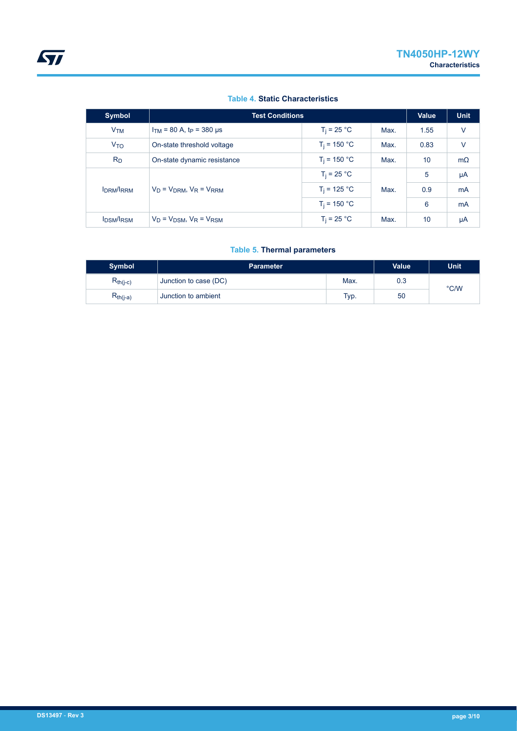**Table 4. Static Characteristics**

| Symbol | Test Conditions | | | Value | Unit |
|---|---|---|---|---|---|
| $V_{TM}$ | $I_{TM}$ = 80 A, $t_P$ = 380 µs | $T_j$ = 25 °C | Max. | 1.55 | V |
| $V_{TO}$ | On-state threshold voltage | $T_j$ = 150 °C | Max. | 0.83 | V |
| $R_D$ | On-state dynamic resistance | $T_j$ = 150 °C | Max. | 10 | mΩ |
| $I_{DRM}/I_{RRM}$ | $V_D = V_{DRM}$, $V_R = V_{RRM}$ | $T_j$ = 25 °C | Max. | 5 | µA |
| | | $T_j$ = 125 °C | | 0.9 | mA |
| | | $T_j$ = 150 °C | | 6 | mA |
| $I_{DSM}/I_{RSM}$ | $V_D = V_{DSM}$, $V_R = V_{RSM}$ | $T_j$ = 25 °C | Max. | 10 | µA |

**Table 5. Thermal parameters**

| Symbol | Parameter | | Value | Unit |
|---|---|---|---|---|
| $R_{th(j-c)}$ | Junction to case (DC) | Max. | 0.3 | °C/W |
| $R_{th(j-a)}$ | Junction to ambient | Typ. | 50 | |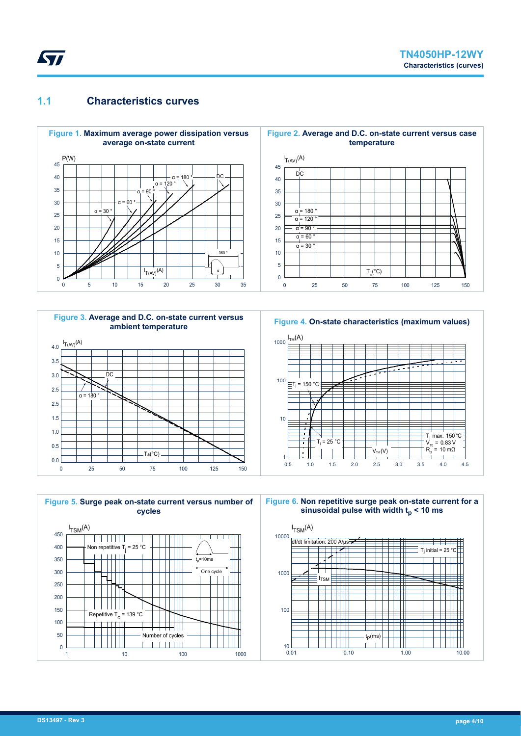## 1.1 Characteristics curves

**Figure 1.** Maximum average power dissipation versus average on-state current

**Figure 2.** Average and D.C. on-state current versus case temperature

**Figure 3.** Average and D.C. on-state current versus ambient temperature

**Figure 4.** On-state characteristics (maximum values)

**Figure 5.** Surge peak on-state current versus number of cycles

**Figure 6.** Non repetitive surge peak on-state current for a sinusoidal pulse with width $t_p$ < 10 ms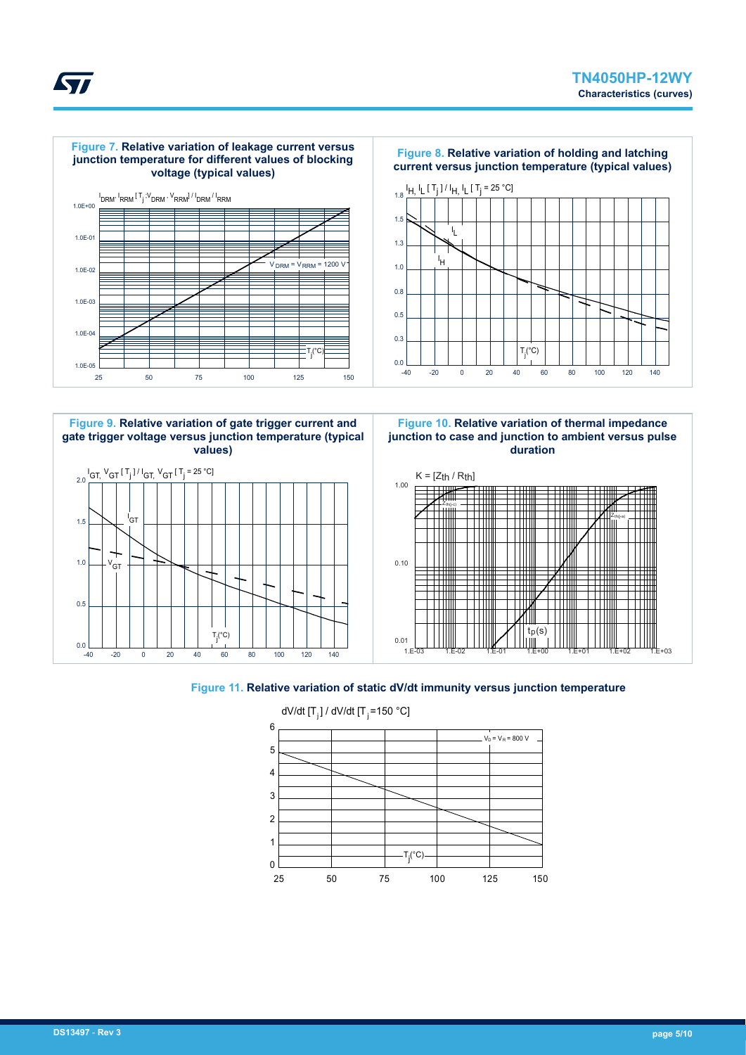**Figure 7.** Relative variation of leakage current versus junction temperature for different values of blocking voltage (typical values)

**Figure 8.** Relative variation of holding and latching current versus junction temperature (typical values)

**Figure 9.** Relative variation of gate trigger current and gate trigger voltage versus junction temperature (typical values)

**Figure 10.** Relative variation of thermal impedance junction to case and junction to ambient versus pulse duration

**Figure 11.** Relative variation of static dV/dt immunity versus junction temperature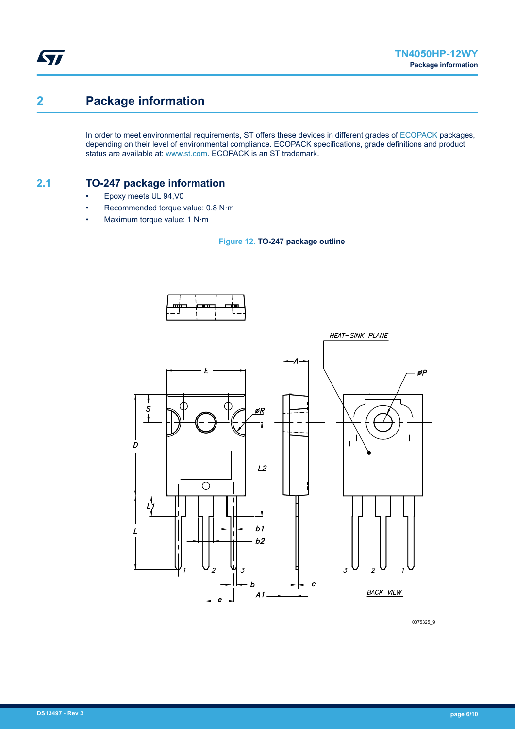# 2 Package information

In order to meet environmental requirements, ST offers these devices in different grades of ECOPACK packages, depending on their level of environmental compliance. ECOPACK specifications, grade definitions and product status are available at: www.st.com. ECOPACK is an ST trademark.

## 2.1 TO-247 package information

- Epoxy meets UL 94,V0
- Recommended torque value: 0.8 N·m
- Maximum torque value: 1 N·m

**Figure 12. TO-247 package outline**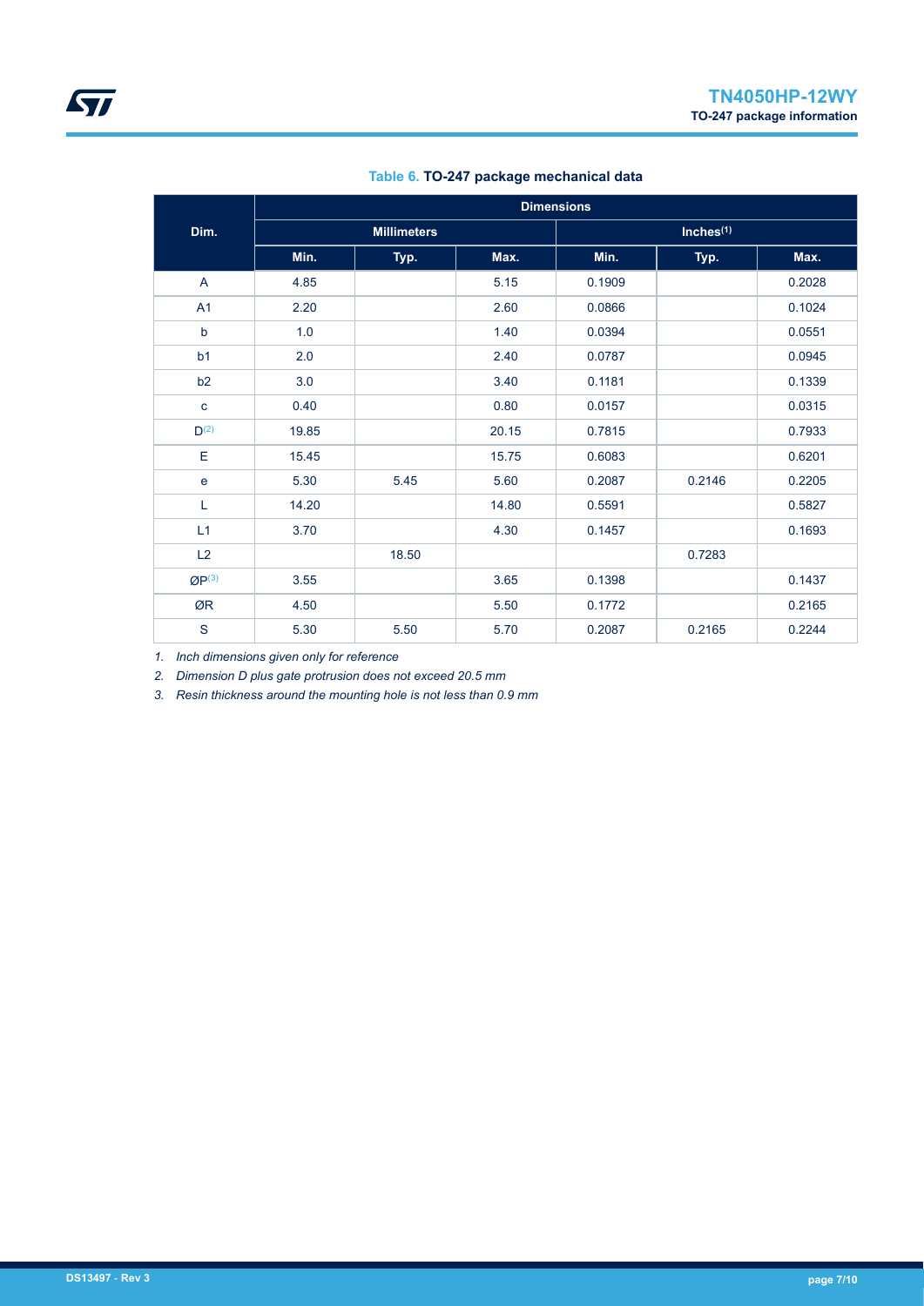**Table 6. TO-247 package mechanical data**

| Dim. | Dimensions | | | | | |
|---|---|---|---|---|---|---|
| | Millimeters | | | Inches[1] | | |
| | Min. | Typ. | Max. | Min. | Typ. | Max. |
| A | 4.85 | | 5.15 | 0.1909 | | 0.2028 |
| A1 | 2.20 | | 2.60 | 0.0866 | | 0.1024 |
| b | 1.0 | | 1.40 | 0.0394 | | 0.0551 |
| b1 | 2.0 | | 2.40 | 0.0787 | | 0.0945 |
| b2 | 3.0 | | 3.40 | 0.1181 | | 0.1339 |
| c | 0.40 | | 0.80 | 0.0157 | | 0.0315 |
| D[2] | 19.85 | | 20.15 | 0.7815 | | 0.7933 |
| E | 15.45 | | 15.75 | 0.6083 | | 0.6201 |
| e | 5.30 | 5.45 | 5.60 | 0.2087 | 0.2146 | 0.2205 |
| L | 14.20 | | 14.80 | 0.5591 | | 0.5827 |
| L1 | 3.70 | | 4.30 | 0.1457 | | 0.1693 |
| L2 | | 18.50 | | | 0.7283 | |
| ØP[3] | 3.55 | | 3.65 | 0.1398 | | 0.1437 |
| ØR | 4.50 | | 5.50 | 0.1772 | | 0.2165 |
| S | 5.30 | 5.50 | 5.70 | 0.2087 | 0.2165 | 0.2244 |

1. *Inch dimensions given only for reference*
2. *Dimension D plus gate protrusion does not exceed 20.5 mm*
3. *Resin thickness around the mounting hole is not less than 0.9 mm*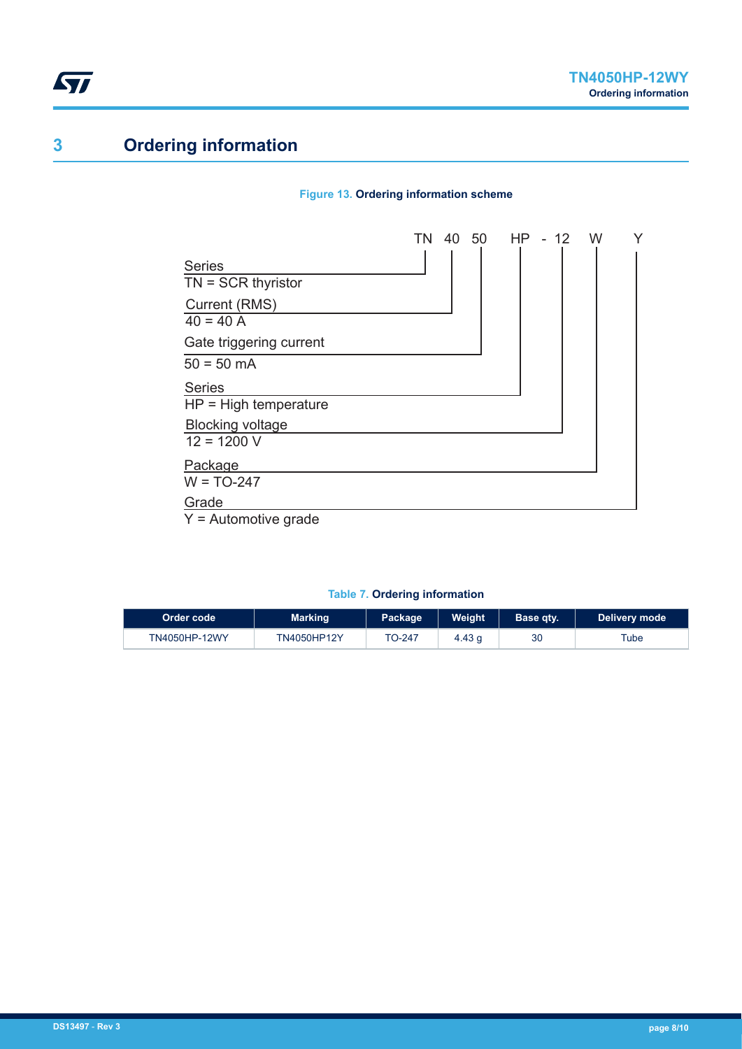# 3 Ordering information

**Figure 13.** Ordering information scheme

TN 40 50 HP - 12 W Y

- Series
  - TN = SCR thyristor
- Current (RMS)
  - 40 = 40 A
- Gate triggering current
  - 50 = 50 mA
- Series
  - HP = High temperature
- Blocking voltage
  - 12 = 1200 V
- Package
  - W = TO-247
- Grade
  - Y = Automotive grade

**Table 7.** Ordering information

| Order code | Marking | Package | Weight | Base qty. | Delivery mode |
|---|---|---|---|---|---|
| TN4050HP-12WY | TN4050HP12Y | TO-247 | 4.43 g | 30 | Tube |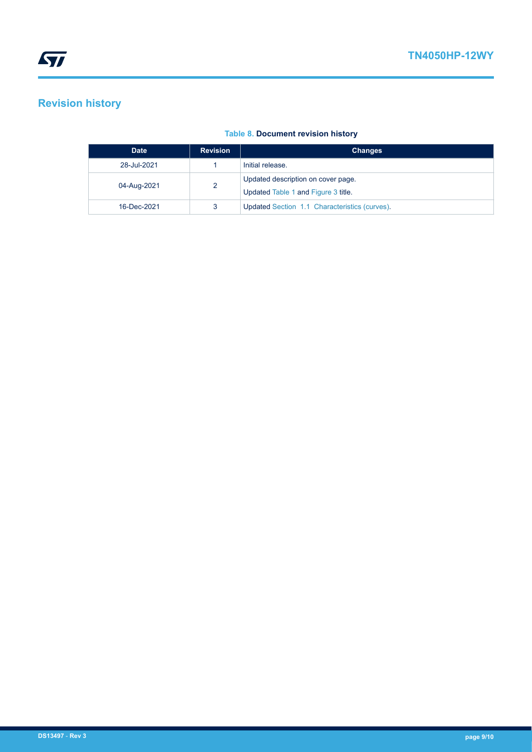## Revision history

**Table 8. Document revision history**

| Date | Revision | Changes |
|---|---|---|
| 28-Jul-2021 | 1 | Initial release. |
| 04-Aug-2021 | 2 | Updated description on cover page.<br>Updated Table 1 and Figure 3 title. |
| 16-Dec-2021 | 3 | Updated Section 1.1 Characteristics (curves). |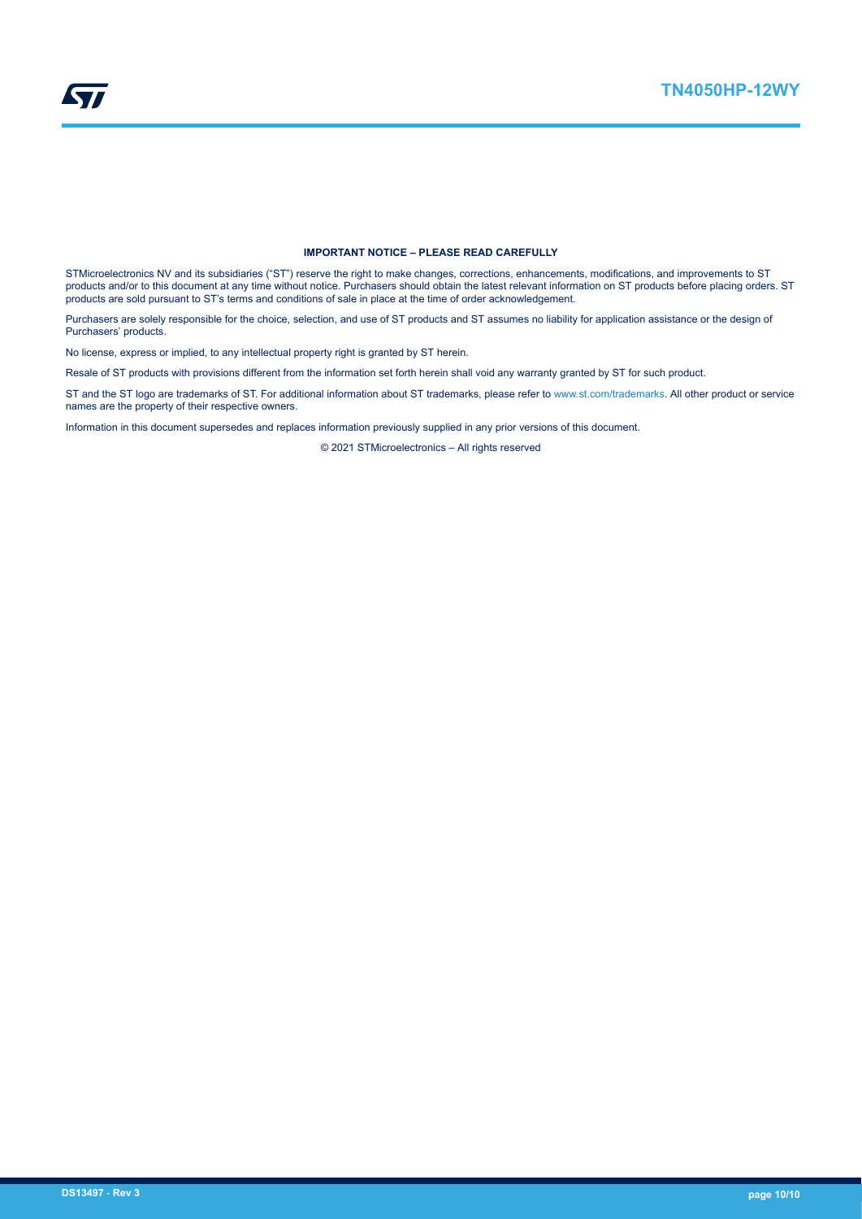**IMPORTANT NOTICE – PLEASE READ CAREFULLY**

STMicroelectronics NV and its subsidiaries ("ST") reserve the right to make changes, corrections, enhancements, modifications, and improvements to ST products and/or to this document at any time without notice. Purchasers should obtain the latest relevant information on ST products before placing orders. ST products are sold pursuant to ST's terms and conditions of sale in place at the time of order acknowledgement.

Purchasers are solely responsible for the choice, selection, and use of ST products and ST assumes no liability for application assistance or the design of Purchasers' products.

No license, express or implied, to any intellectual property right is granted by ST herein.

Resale of ST products with provisions different from the information set forth herein shall void any warranty granted by ST for such product.

ST and the ST logo are trademarks of ST. For additional information about ST trademarks, please refer to www.st.com/trademarks. All other product or service names are the property of their respective owners.

Information in this document supersedes and replaces information previously supplied in any prior versions of this document.

© 2021 STMicroelectronics – All rights reserved